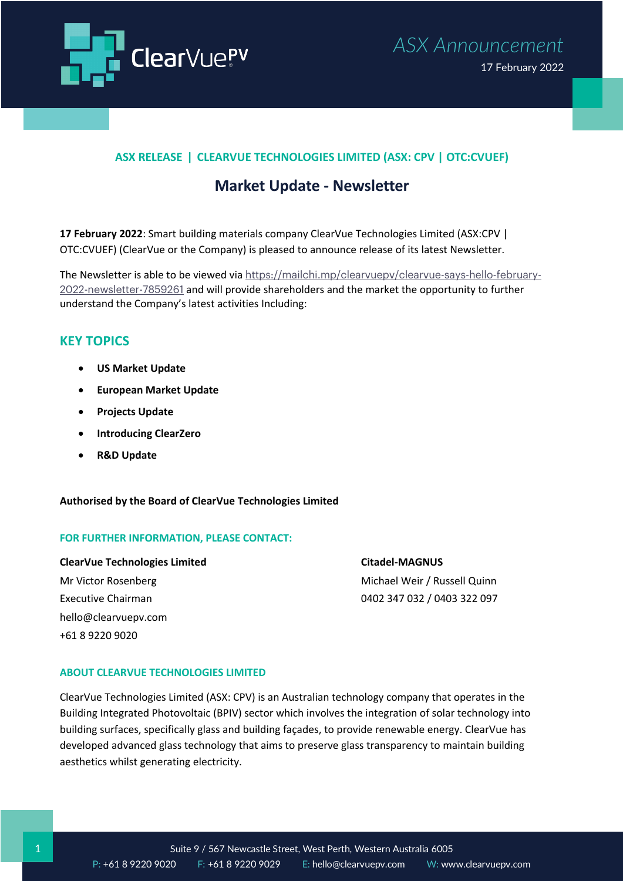ASX Announcement

17 February 2022

**ASX RELEASE | CLEARVUE TECHNOLOGIES LIMITED (ASX: CPV | OTC:CVUEF)**

# Market Update - Newsletter

**17 February 2022**: Smart building materials company ClearVue Technologies Limited (ASX:CPV | OTC:CVUEF) (ClearVue or the Company) is pleased to announce release of its latest Newsletter.

The Newsletter is able to be viewed via https://mailchi.mp/clearvuepv/clearvue-says-hello-february-2022-newsletter-7859261 and will provide shareholders and the market the opportunity to further understand the Company's latest activities Including:

## KEY TOPICS

- **US Market Update**
- **European Market Update**
- **Projects Update**
- **Introducing ClearZero**
- **R&D Update**

**Authorised by the Board of ClearVue Technologies Limited**

### FOR FURTHER INFORMATION, PLEASE CONTACT:

**ClearVue Technologies Limited**
Mr Victor Rosenberg
Executive Chairman
hello@clearvuepv.com
+61 8 9220 9020

**Citadel-MAGNUS**
Michael Weir / Russell Quinn
0402 347 032 / 0403 322 097

### ABOUT CLEARVUE TECHNOLOGIES LIMITED

ClearVue Technologies Limited (ASX: CPV) is an Australian technology company that operates in the Building Integrated Photovoltaic (BPIV) sector which involves the integration of solar technology into building surfaces, specifically glass and building façades, to provide renewable energy. ClearVue has developed advanced glass technology that aims to preserve glass transparency to maintain building aesthetics whilst generating electricity.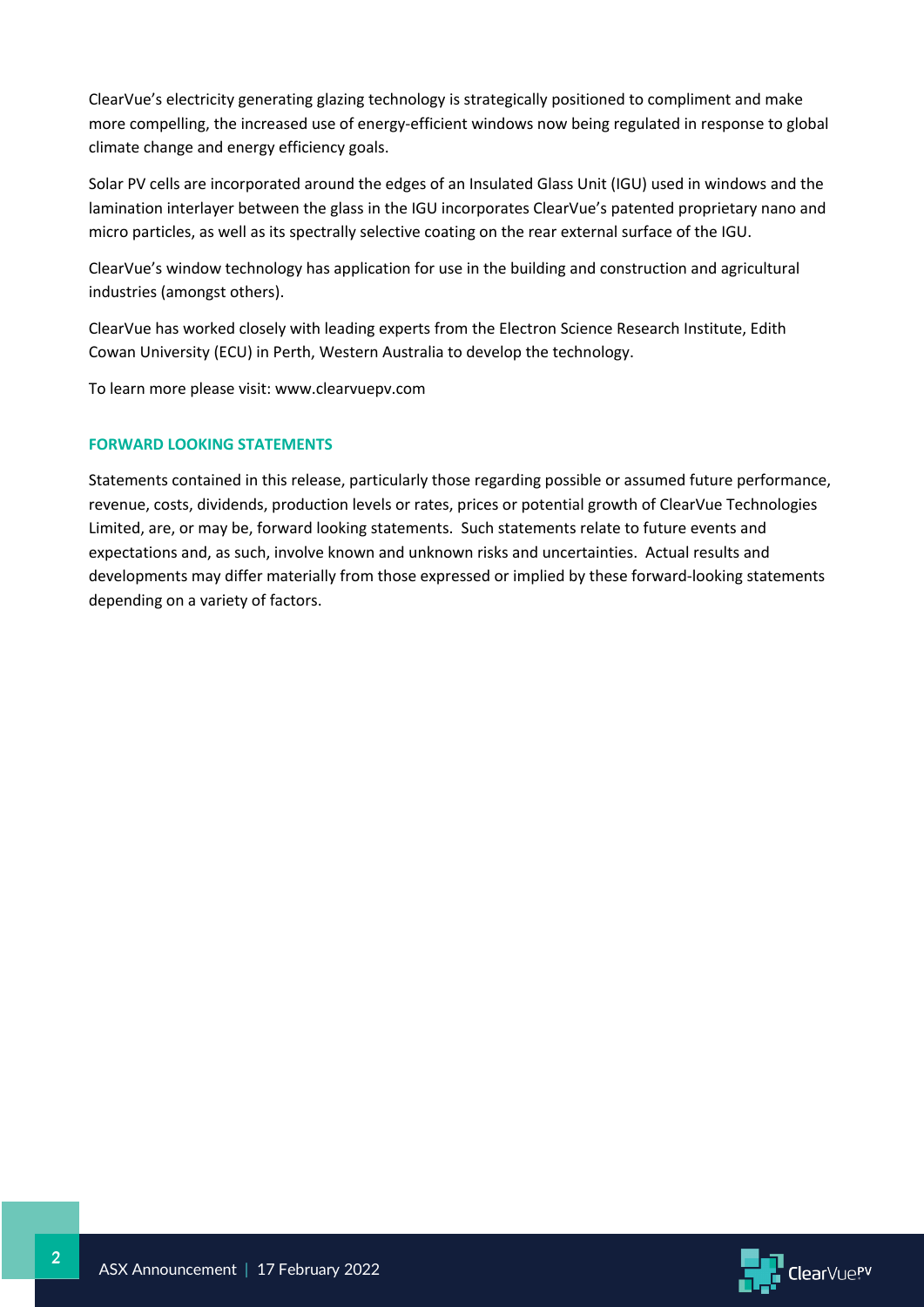ClearVue's electricity generating glazing technology is strategically positioned to compliment and make more compelling, the increased use of energy-efficient windows now being regulated in response to global climate change and energy efficiency goals.

Solar PV cells are incorporated around the edges of an Insulated Glass Unit (IGU) used in windows and the lamination interlayer between the glass in the IGU incorporates ClearVue's patented proprietary nano and micro particles, as well as its spectrally selective coating on the rear external surface of the IGU.

ClearVue's window technology has application for use in the building and construction and agricultural industries (amongst others).

ClearVue has worked closely with leading experts from the Electron Science Research Institute, Edith Cowan University (ECU) in Perth, Western Australia to develop the technology.

To learn more please visit: www.clearvuepv.com

### FORWARD LOOKING STATEMENTS

Statements contained in this release, particularly those regarding possible or assumed future performance, revenue, costs, dividends, production levels or rates, prices or potential growth of ClearVue Technologies Limited, are, or may be, forward looking statements. Such statements relate to future events and expectations and, as such, involve known and unknown risks and uncertainties. Actual results and developments may differ materially from those expressed or implied by these forward-looking statements depending on a variety of factors.